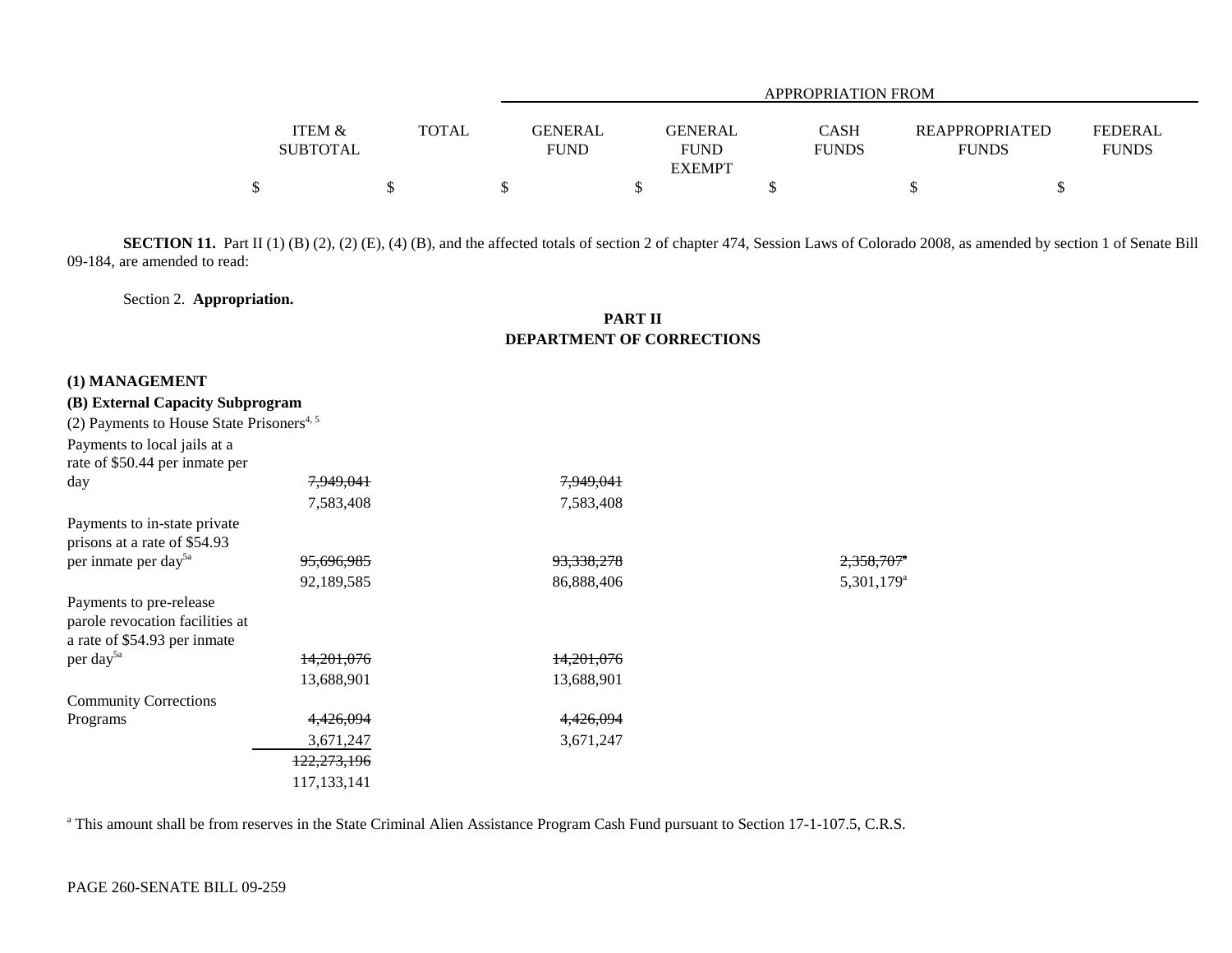| | ITEM & SUBTOTAL | TOTAL | APPROPRIATION FROM GENERAL FUND | GENERAL FUND EXEMPT | CASH FUNDS | REAPPROPRIATED FUNDS | FEDERAL FUNDS |
|---|---|---|---|---|---|---|---|
| | $ | $ | $ | $ | $ | $ | $ |

**SECTION 11.** Part II (1) (B) (2), (2) (E), (4) (B), and the affected totals of section 2 of chapter 474, Session Laws of Colorado 2008, as amended by section 1 of Senate Bill 09-184, are amended to read:

Section 2. **Appropriation.**

**PART II**
**DEPARTMENT OF CORRECTIONS**

**(1) MANAGEMENT**

**(B) External Capacity Subprogram**

(2) Payments to House State Prisoners[4, 5]

| | ITEM & SUBTOTAL | TOTAL | GENERAL FUND | GENERAL FUND EXEMPT | CASH FUNDS | REAPPROPRIATED FUNDS | FEDERAL FUNDS |
|---|---|---|---|---|---|---|---|
| Payments to local jails at a rate of $50.44 per inmate per day | ~~7,949,041~~ | | ~~7,949,041~~ | | | | |
| | 7,583,408 | | 7,583,408 | | | | |
| Payments to in-state private prisons at a rate of $54.93 per inmate per day[5a] | ~~95,696,985~~ | | ~~93,338,278~~ | | ~~2,358,707~~[a] | | |
| | 92,189,585 | | 86,888,406 | | 5,301,179[a] | | |
| Payments to pre-release parole revocation facilities at a rate of $54.93 per inmate per day[5a] | ~~14,201,076~~ | | ~~14,201,076~~ | | | | |
| | 13,688,901 | | 13,688,901 | | | | |
| Community Corrections Programs | ~~4,426,094~~ | | ~~4,426,094~~ | | | | |
| | 3,671,247 | | 3,671,247 | | | | |
| | ~~122,273,196~~ | | | | | | |
| | 117,133,141 | | | | | | |

[a] This amount shall be from reserves in the State Criminal Alien Assistance Program Cash Fund pursuant to Section 17-1-107.5, C.R.S.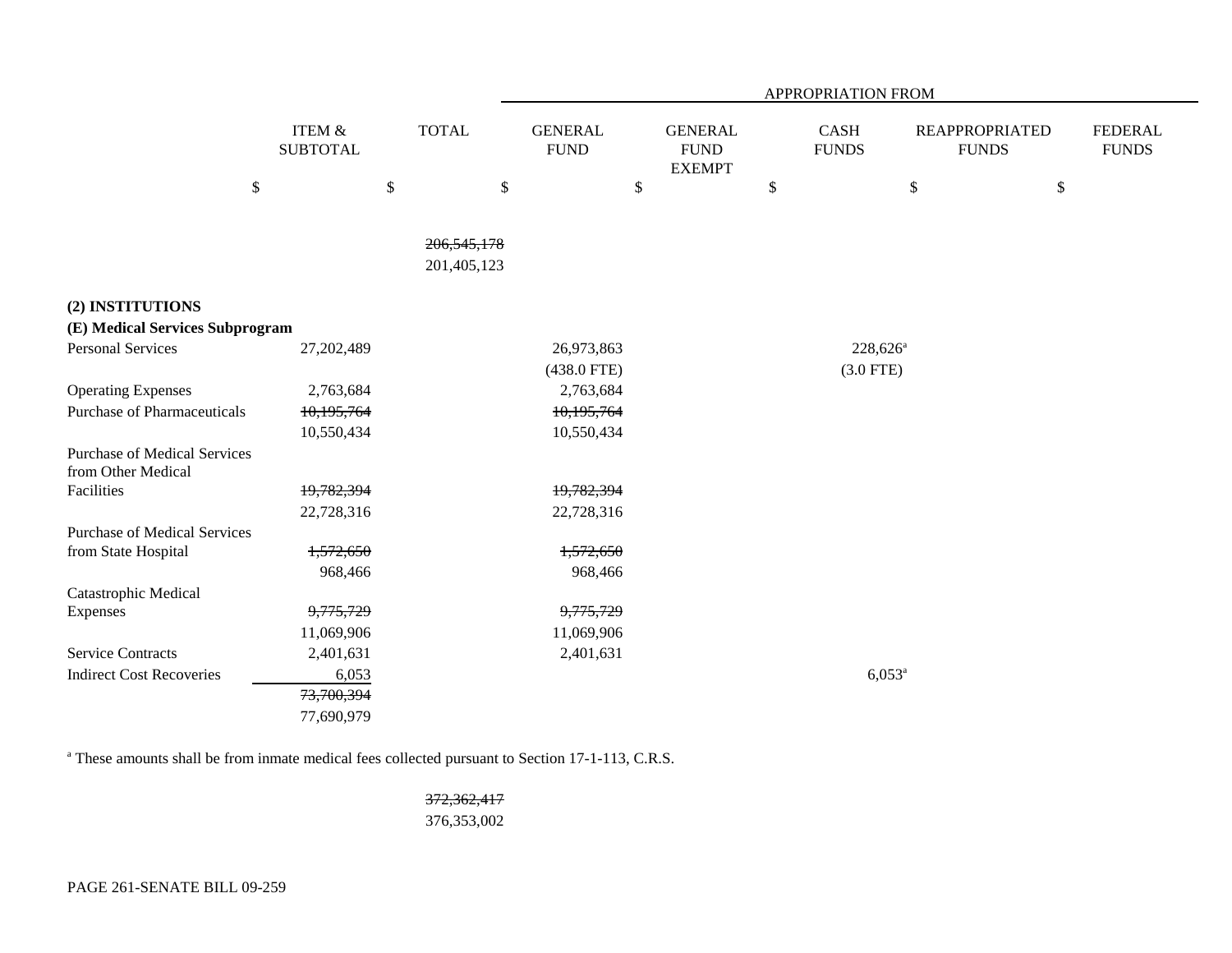| | ITEM & SUBTOTAL | TOTAL | APPROPRIATION FROM GENERAL FUND | GENERAL FUND EXEMPT | CASH FUNDS | REAPPROPRIATED FUNDS | FEDERAL FUNDS |
|---|---|---|---|---|---|---|---|
| | $ | $ | $ | $ | $ | $ | $ |
| | | ~~206,545,178~~ | | | | | |
| | | 201,405,123 | | | | | |
| **(2) INSTITUTIONS** | | | | | | | |
| **(E) Medical Services Subprogram** | | | | | | | |
| Personal Services | 27,202,489 | | 26,973,863 | | 228,626[a] | | |
| | | | (438.0 FTE) | | (3.0 FTE) | | |
| Operating Expenses | 2,763,684 | | 2,763,684 | | | | |
| Purchase of Pharmaceuticals | ~~10,195,764~~ | | ~~10,195,764~~ | | | | |
| | 10,550,434 | | 10,550,434 | | | | |
| Purchase of Medical Services from Other Medical Facilities | ~~19,782,394~~ | | ~~19,782,394~~ | | | | |
| | 22,728,316 | | 22,728,316 | | | | |
| Purchase of Medical Services from State Hospital | ~~1,572,650~~ | | ~~1,572,650~~ | | | | |
| | 968,466 | | 968,466 | | | | |
| Catastrophic Medical Expenses | ~~9,775,729~~ | | ~~9,775,729~~ | | | | |
| | 11,069,906 | | 11,069,906 | | | | |
| Service Contracts | 2,401,631 | | 2,401,631 | | | | |
| Indirect Cost Recoveries | 6,053 | | | | 6,053[a] | | |
| | ~~73,700,394~~ | | | | | | |
| | 77,690,979 | | | | | | |

[a] These amounts shall be from inmate medical fees collected pursuant to Section 17-1-113, C.R.S.

| | | TOTAL | | | | | |
|---|---|---|---|---|---|---|---|
| | | ~~372,362,417~~ | | | | | |
| | | 376,353,002 | | | | | |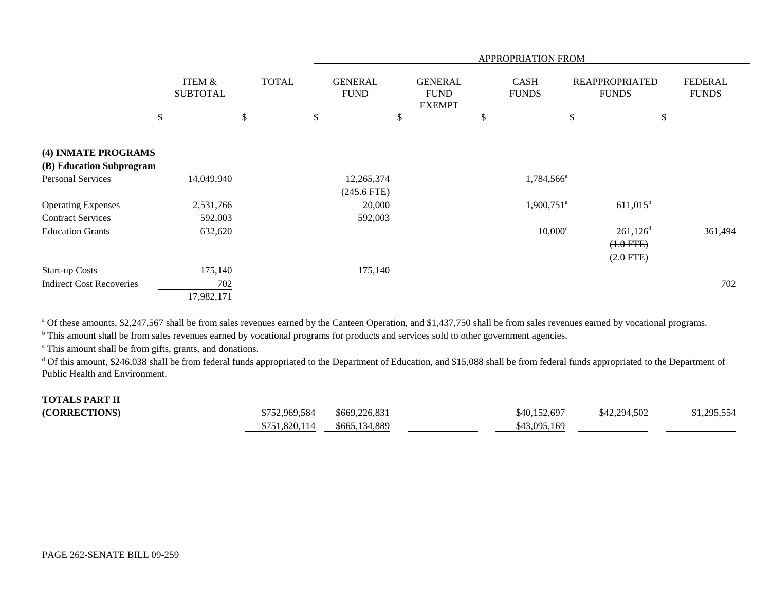| | ITEM & SUBTOTAL | TOTAL | APPROPRIATION FROM GENERAL FUND | GENERAL FUND EXEMPT | CASH FUNDS | REAPPROPRIATED FUNDS | FEDERAL FUNDS |
|---|---|---|---|---|---|---|---|
| | $ | $ | $ | $ | $ | $ | $ |
| **(4) INMATE PROGRAMS** | | | | | | | |
| **(B) Education Subprogram** | | | | | | | |
| Personal Services | 14,049,940 | | 12,265,374 (245.6 FTE) | | 1,784,566[a] | | |
| Operating Expenses | 2,531,766 | | 20,000 | | 1,900,751[a] | 611,015[b] | |
| Contract Services | 592,003 | | 592,003 | | | | |
| Education Grants | 632,620 | | | | 10,000[c] | 261,126[d] ~~(1.0 FTE)~~ (2.0 FTE) | 361,494 |
| Start-up Costs | 175,140 | | 175,140 | | | | |
| Indirect Cost Recoveries | 702 | | | | | | 702 |
| | 17,982,171 | | | | | | |

[a] Of these amounts, $2,247,567 shall be from sales revenues earned by the Canteen Operation, and $1,437,750 shall be from sales revenues earned by vocational programs.
[b] This amount shall be from sales revenues earned by vocational programs for products and services sold to other government agencies.
[c] This amount shall be from gifts, grants, and donations.
[d] Of this amount, $246,038 shall be from federal funds appropriated to the Department of Education, and $15,088 shall be from federal funds appropriated to the Department of Public Health and Environment.

| | ITEM & SUBTOTAL | TOTAL | GENERAL FUND | GENERAL FUND EXEMPT | CASH FUNDS | REAPPROPRIATED FUNDS | FEDERAL FUNDS |
|---|---|---|---|---|---|---|---|
| **TOTALS PART II (CORRECTIONS)** | | ~~$752,969,584~~ $751,820,114 | ~~$669,226,831~~ $665,134,889 | | ~~$40,152,697~~ $43,095,169 | $42,294,502 | $1,295,554 |